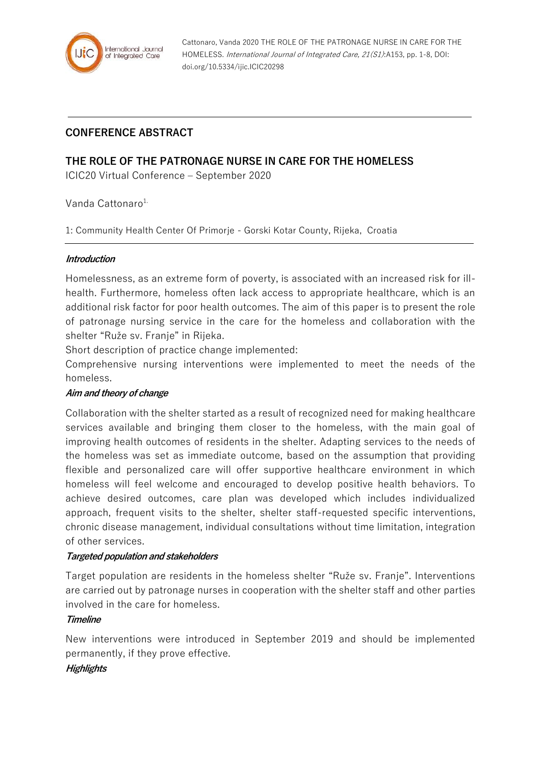## CONFERENCE ABSTRACT

# THE ROLE OF THE PATRONAGE NURSE IN CARE FOR THE HOMELESS

ICIC20 Virtual Conference – September 2020

Vanda Cattonaro[1,]

1: Community Health Center Of Primorje - Gorski Kotar County, Rijeka, Croatia

### *Introduction*

Homelessness, as an extreme form of poverty, is associated with an increased risk for ill-health. Furthermore, homeless often lack access to appropriate healthcare, which is an additional risk factor for poor health outcomes. The aim of this paper is to present the role of patronage nursing service in the care for the homeless and collaboration with the shelter "Ruže sv. Franje" in Rijeka.

Short description of practice change implemented:

Comprehensive nursing interventions were implemented to meet the needs of the homeless.

### *Aim and theory of change*

Collaboration with the shelter started as a result of recognized need for making healthcare services available and bringing them closer to the homeless, with the main goal of improving health outcomes of residents in the shelter. Adapting services to the needs of the homeless was set as immediate outcome, based on the assumption that providing flexible and personalized care will offer supportive healthcare environment in which homeless will feel welcome and encouraged to develop positive health behaviors. To achieve desired outcomes, care plan was developed which includes individualized approach, frequent visits to the shelter, shelter staff-requested specific interventions, chronic disease management, individual consultations without time limitation, integration of other services.

### *Targeted population and stakeholders*

Target population are residents in the homeless shelter "Ruže sv. Franje". Interventions are carried out by patronage nurses in cooperation with the shelter staff and other parties involved in the care for homeless.

### *Timeline*

New interventions were introduced in September 2019 and should be implemented permanently, if they prove effective.

### *Highlights*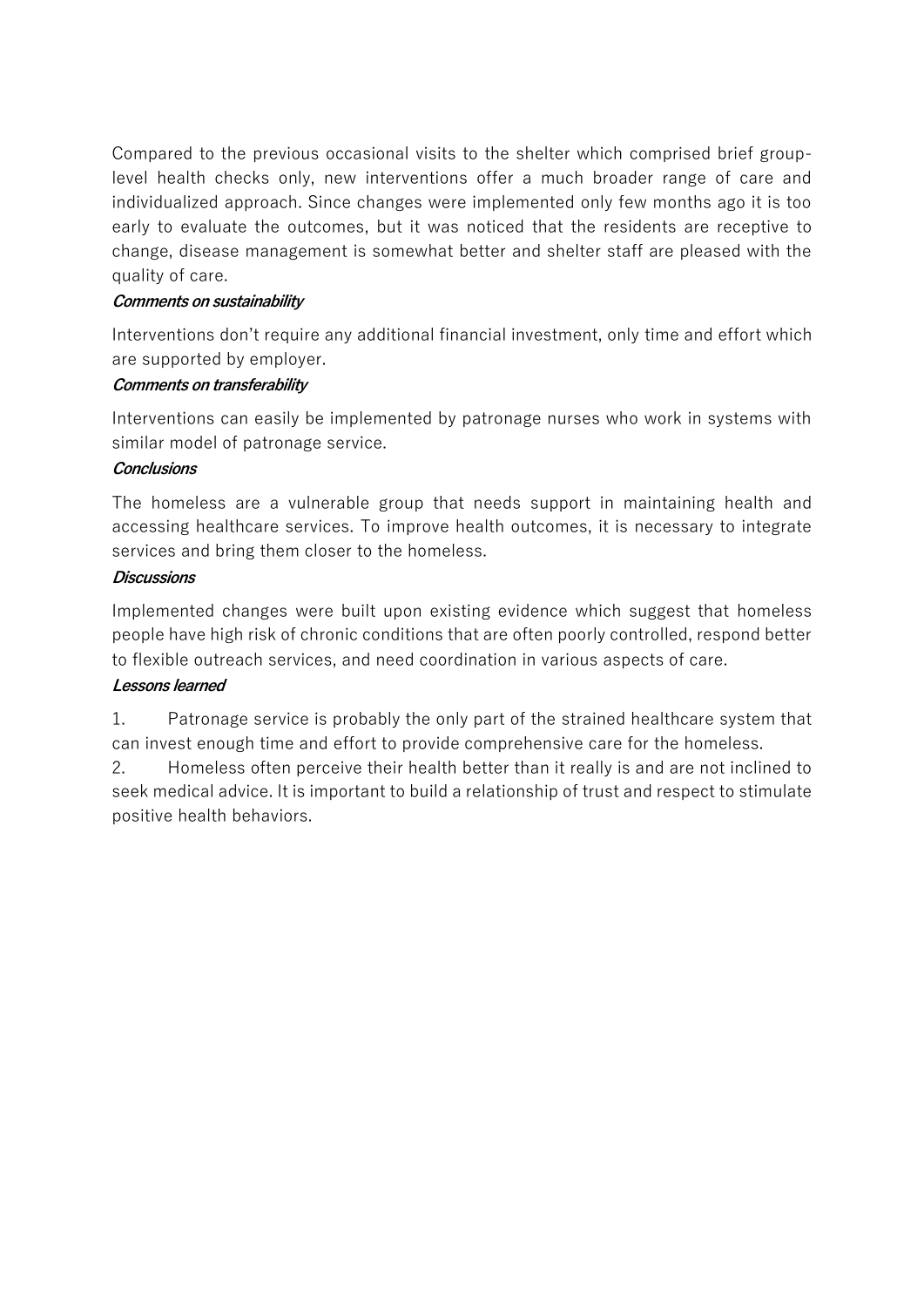Compared to the previous occasional visits to the shelter which comprised brief group-level health checks only, new interventions offer a much broader range of care and individualized approach. Since changes were implemented only few months ago it is too early to evaluate the outcomes, but it was noticed that the residents are receptive to change, disease management is somewhat better and shelter staff are pleased with the quality of care.

***Comments on sustainability***

Interventions don't require any additional financial investment, only time and effort which are supported by employer.

***Comments on transferability***

Interventions can easily be implemented by patronage nurses who work in systems with similar model of patronage service.

***Conclusions***

The homeless are a vulnerable group that needs support in maintaining health and accessing healthcare services. To improve health outcomes, it is necessary to integrate services and bring them closer to the homeless.

***Discussions***

Implemented changes were built upon existing evidence which suggest that homeless people have high risk of chronic conditions that are often poorly controlled, respond better to flexible outreach services, and need coordination in various aspects of care.

***Lessons learned***

1. Patronage service is probably the only part of the strained healthcare system that can invest enough time and effort to provide comprehensive care for the homeless.
2. Homeless often perceive their health better than it really is and are not inclined to seek medical advice. It is important to build a relationship of trust and respect to stimulate positive health behaviors.